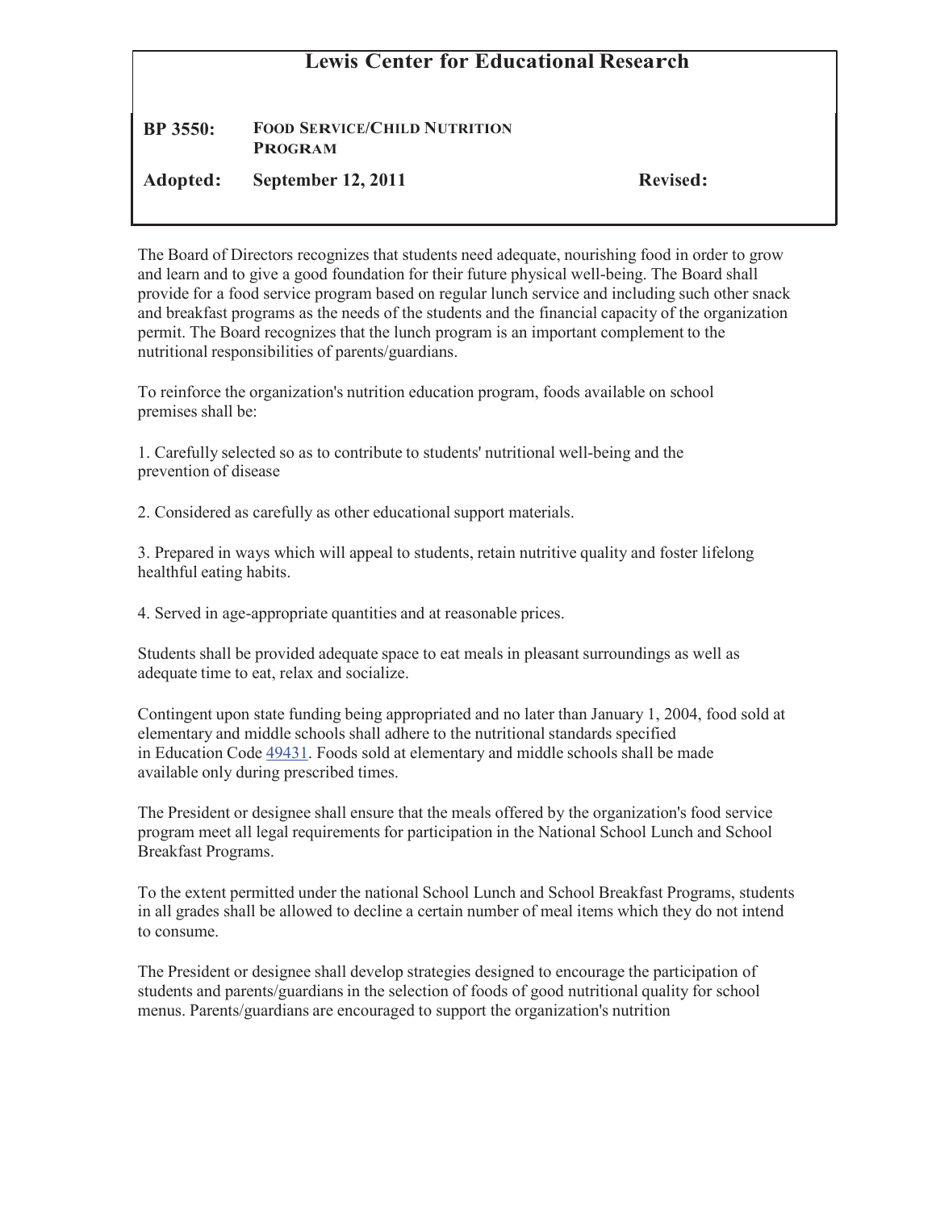# Lewis Center for Educational Research

**BP 3550:** **FOOD SERVICE/CHILD NUTRITION PROGRAM**

**Adopted:** **September 12, 2011** **Revised:**

The Board of Directors recognizes that students need adequate, nourishing food in order to grow and learn and to give a good foundation for their future physical well-being. The Board shall provide for a food service program based on regular lunch service and including such other snack and breakfast programs as the needs of the students and the financial capacity of the organization permit. The Board recognizes that the lunch program is an important complement to the nutritional responsibilities of parents/guardians.

To reinforce the organization's nutrition education program, foods available on school premises shall be:

1. Carefully selected so as to contribute to students' nutritional well-being and the prevention of disease

2. Considered as carefully as other educational support materials.

3. Prepared in ways which will appeal to students, retain nutritive quality and foster lifelong healthful eating habits.

4. Served in age-appropriate quantities and at reasonable prices.

Students shall be provided adequate space to eat meals in pleasant surroundings as well as adequate time to eat, relax and socialize.

Contingent upon state funding being appropriated and no later than January 1, 2004, food sold at elementary and middle schools shall adhere to the nutritional standards specified in Education Code 49431. Foods sold at elementary and middle schools shall be made available only during prescribed times.

The President or designee shall ensure that the meals offered by the organization's food service program meet all legal requirements for participation in the National School Lunch and School Breakfast Programs.

To the extent permitted under the national School Lunch and School Breakfast Programs, students in all grades shall be allowed to decline a certain number of meal items which they do not intend to consume.

The President or designee shall develop strategies designed to encourage the participation of students and parents/guardians in the selection of foods of good nutritional quality for school menus. Parents/guardians are encouraged to support the organization's nutrition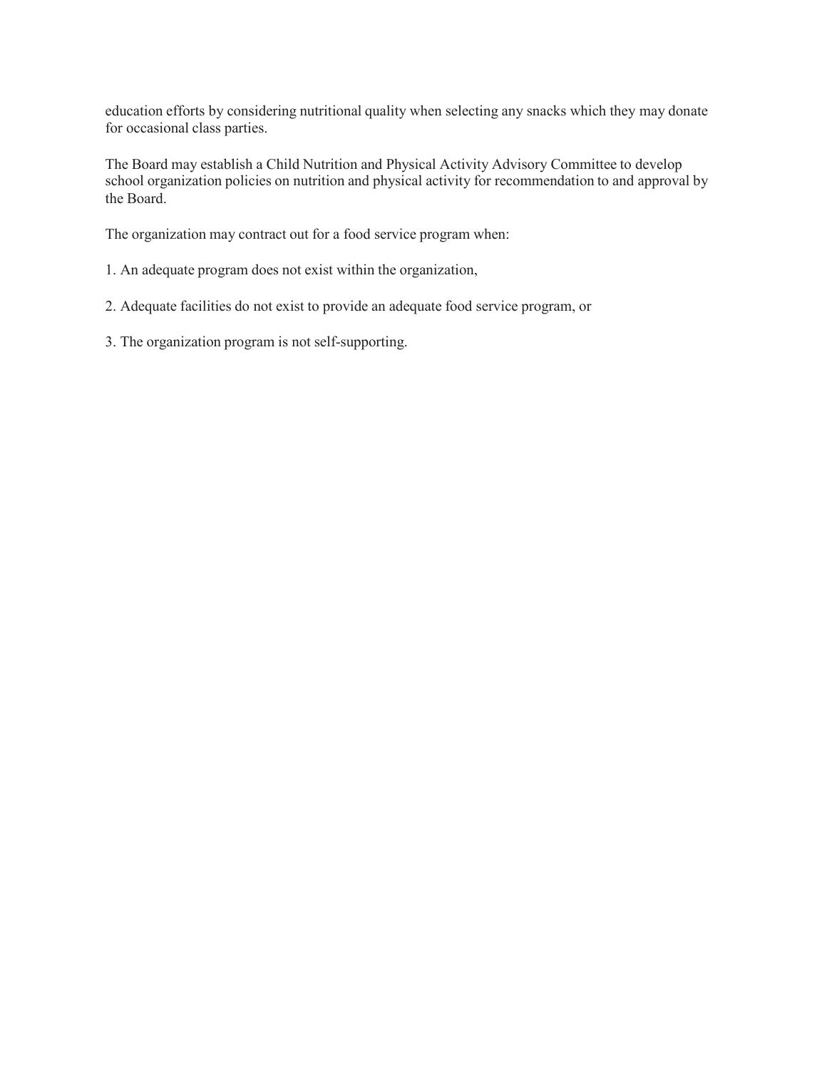education efforts by considering nutritional quality when selecting any snacks which they may donate for occasional class parties.

The Board may establish a Child Nutrition and Physical Activity Advisory Committee to develop school organization policies on nutrition and physical activity for recommendation to and approval by the Board.

The organization may contract out for a food service program when:

1. An adequate program does not exist within the organization,

2. Adequate facilities do not exist to provide an adequate food service program, or

3. The organization program is not self-supporting.